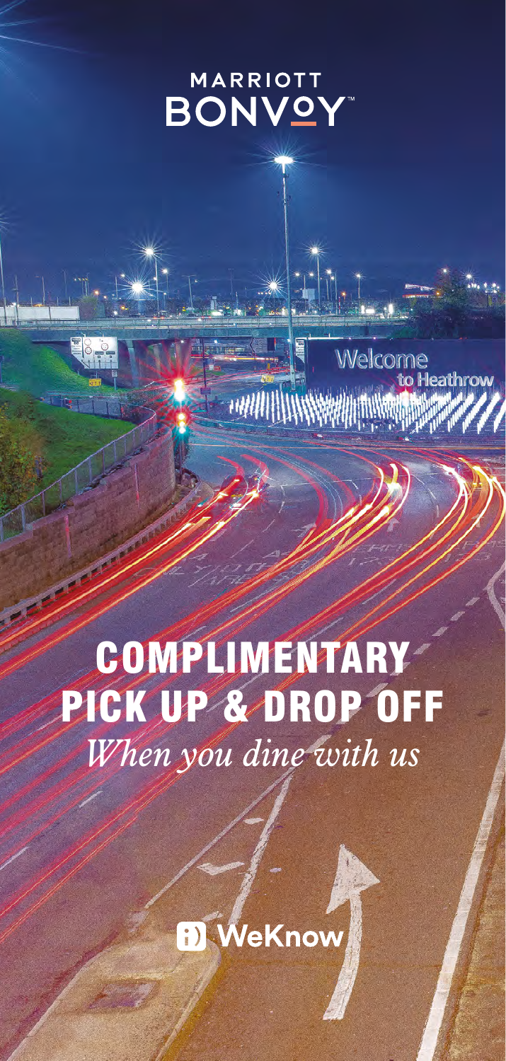MARRIOTT BONVOY

# COMPLIMENTARY PICK UP & DROP OFF

*When you dine with us*

WeKnow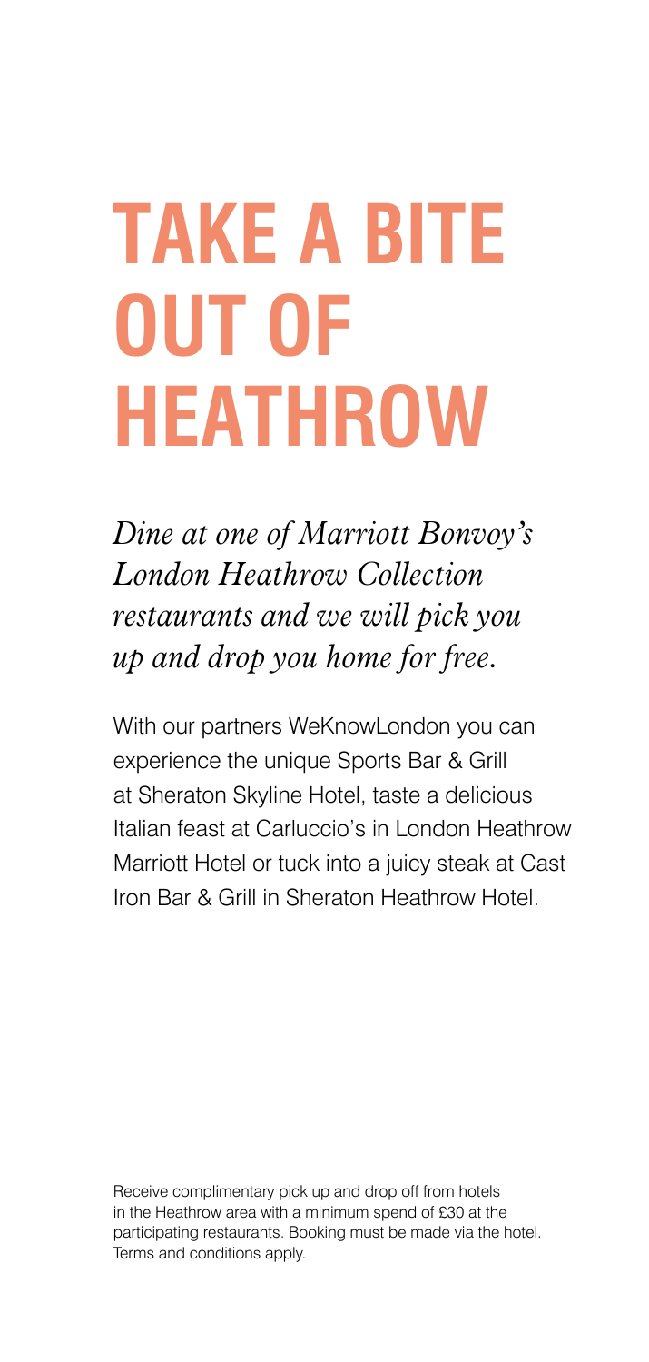# TAKE A BITE OUT OF HEATHROW

*Dine at one of Marriott Bonvoy's London Heathrow Collection restaurants and we will pick you up and drop you home for free.*

With our partners WeKnowLondon you can experience the unique Sports Bar & Grill at Sheraton Skyline Hotel, taste a delicious Italian feast at Carluccio's in London Heathrow Marriott Hotel or tuck into a juicy steak at Cast Iron Bar & Grill in Sheraton Heathrow Hotel.

Receive complimentary pick up and drop off from hotels in the Heathrow area with a minimum spend of £30 at the participating restaurants. Booking must be made via the hotel. Terms and conditions apply.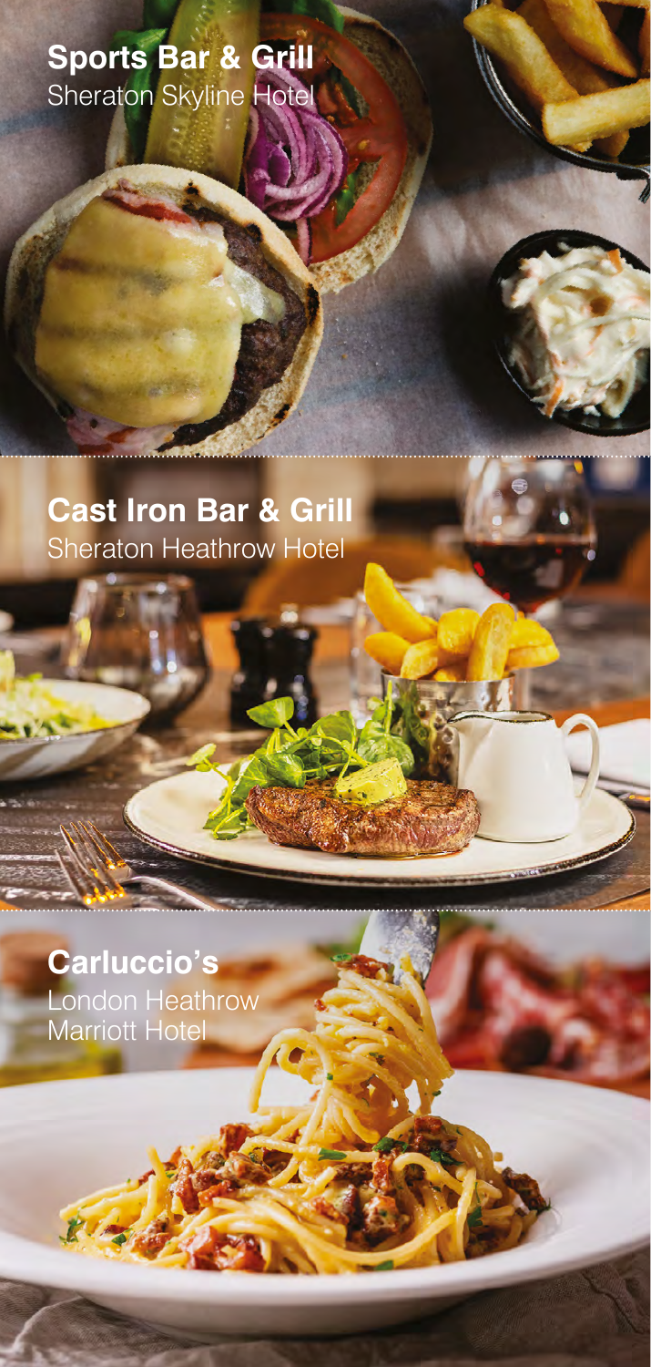## Sports Bar & Grill

Sheraton Skyline Hotel

## Cast Iron Bar & Grill

Sheraton Heathrow Hotel

## Carluccio's

London Heathrow Marriott Hotel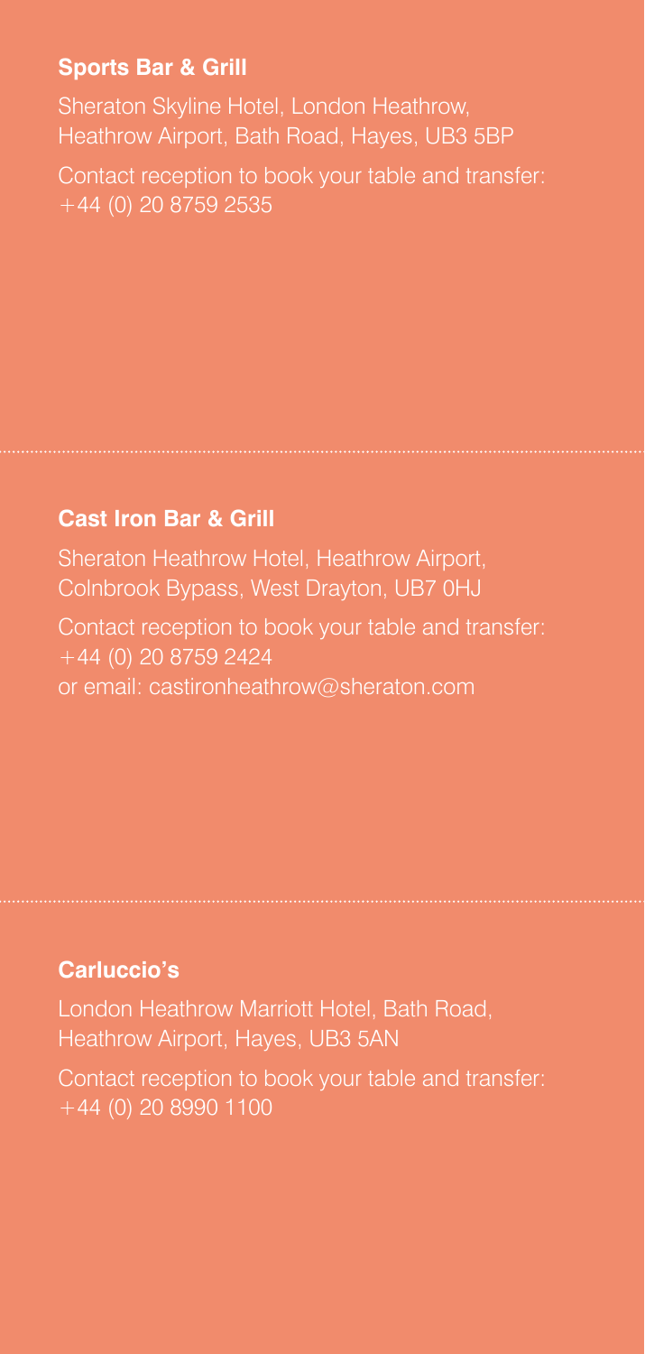**Sports Bar & Grill**

Sheraton Skyline Hotel, London Heathrow,
Heathrow Airport, Bath Road, Hayes, UB3 5BP

Contact reception to book your table and transfer:
+44 (0) 20 8759 2535

---

**Cast Iron Bar & Grill**

Sheraton Heathrow Hotel, Heathrow Airport,
Colnbrook Bypass, West Drayton, UB7 0HJ

Contact reception to book your table and transfer:
+44 (0) 20 8759 2424
or email: castironheathrow@sheraton.com

---

**Carluccio's**

London Heathrow Marriott Hotel, Bath Road,
Heathrow Airport, Hayes, UB3 5AN

Contact reception to book your table and transfer:
+44 (0) 20 8990 1100